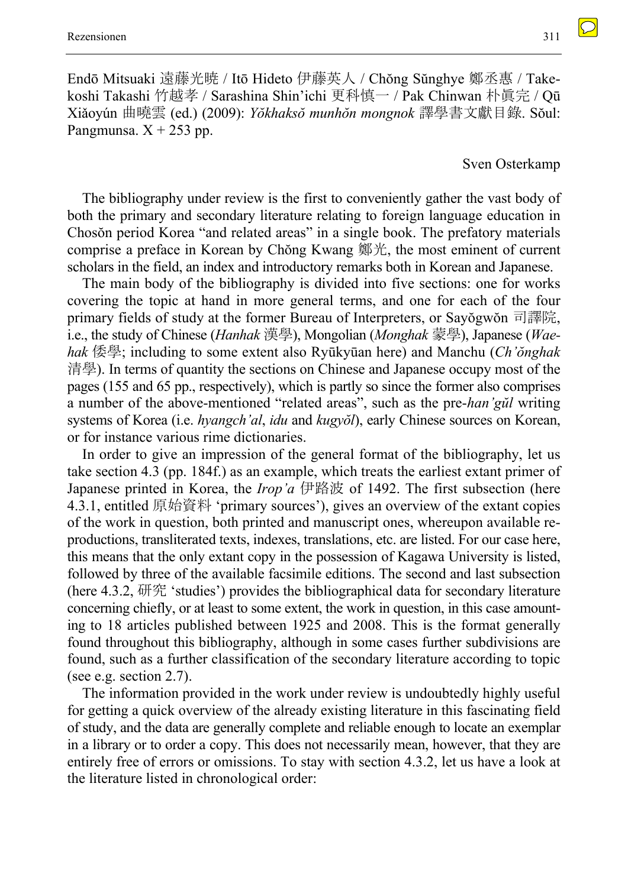Endō Mitsuaki 遠藤光暁 / Itō Hideto 伊藤英人 / Chŏng Sŭnghye 鄭丞惠 / Takekoshi Takashi 竹越孝 / Sarashina Shin'ichi 更科慎一 / Pak Chinwan 朴眞完 / Qū Xiǎoyún 曲曉雲 (ed.) (2009): *Yŏkhaksŏ munhŏn mongnok* 譯學書文獻目錄. Sŏul: Pangmunsa. X + 253 pp.

Sven Osterkamp

The bibliography under review is the first to conveniently gather the vast body of both the primary and secondary literature relating to foreign language education in Chosŏn period Korea "and related areas" in a single book. The prefatory materials comprise a preface in Korean by Chŏng Kwang 鄭光, the most eminent of current scholars in the field, an index and introductory remarks both in Korean and Japanese.

The main body of the bibliography is divided into five sections: one for works covering the topic at hand in more general terms, and one for each of the four primary fields of study at the former Bureau of Interpreters, or Sayŏgwŏn 司譯院, i.e., the study of Chinese (*Hanhak* 漢學), Mongolian (*Monghak* 蒙學), Japanese (*Waehak* 倭學; including to some extent also Ryūkyūan here) and Manchu (*Ch'ŏnghak* 清學). In terms of quantity the sections on Chinese and Japanese occupy most of the pages (155 and 65 pp., respectively), which is partly so since the former also comprises a number of the above-mentioned "related areas", such as the pre-*han'gŭl* writing systems of Korea (i.e. *hyangch'al*, *idu* and *kugyŏl*), early Chinese sources on Korean, or for instance various rime dictionaries.

In order to give an impression of the general format of the bibliography, let us take section 4.3 (pp. 184f.) as an example, which treats the earliest extant primer of Japanese printed in Korea, the *Irop'a* 伊路波 of 1492. The first subsection (here 4.3.1, entitled 原始資料 'primary sources'), gives an overview of the extant copies of the work in question, both printed and manuscript ones, whereupon available reproductions, transliterated texts, indexes, translations, etc. are listed. For our case here, this means that the only extant copy in the possession of Kagawa University is listed, followed by three of the available facsimile editions. The second and last subsection (here 4.3.2, 研究 'studies') provides the bibliographical data for secondary literature concerning chiefly, or at least to some extent, the work in question, in this case amounting to 18 articles published between 1925 and 2008. This is the format generally found throughout this bibliography, although in some cases further subdivisions are found, such as a further classification of the secondary literature according to topic (see e.g. section 2.7).

The information provided in the work under review is undoubtedly highly useful for getting a quick overview of the already existing literature in this fascinating field of study, and the data are generally complete and reliable enough to locate an exemplar in a library or to order a copy. This does not necessarily mean, however, that they are entirely free of errors or omissions. To stay with section 4.3.2, let us have a look at the literature listed in chronological order: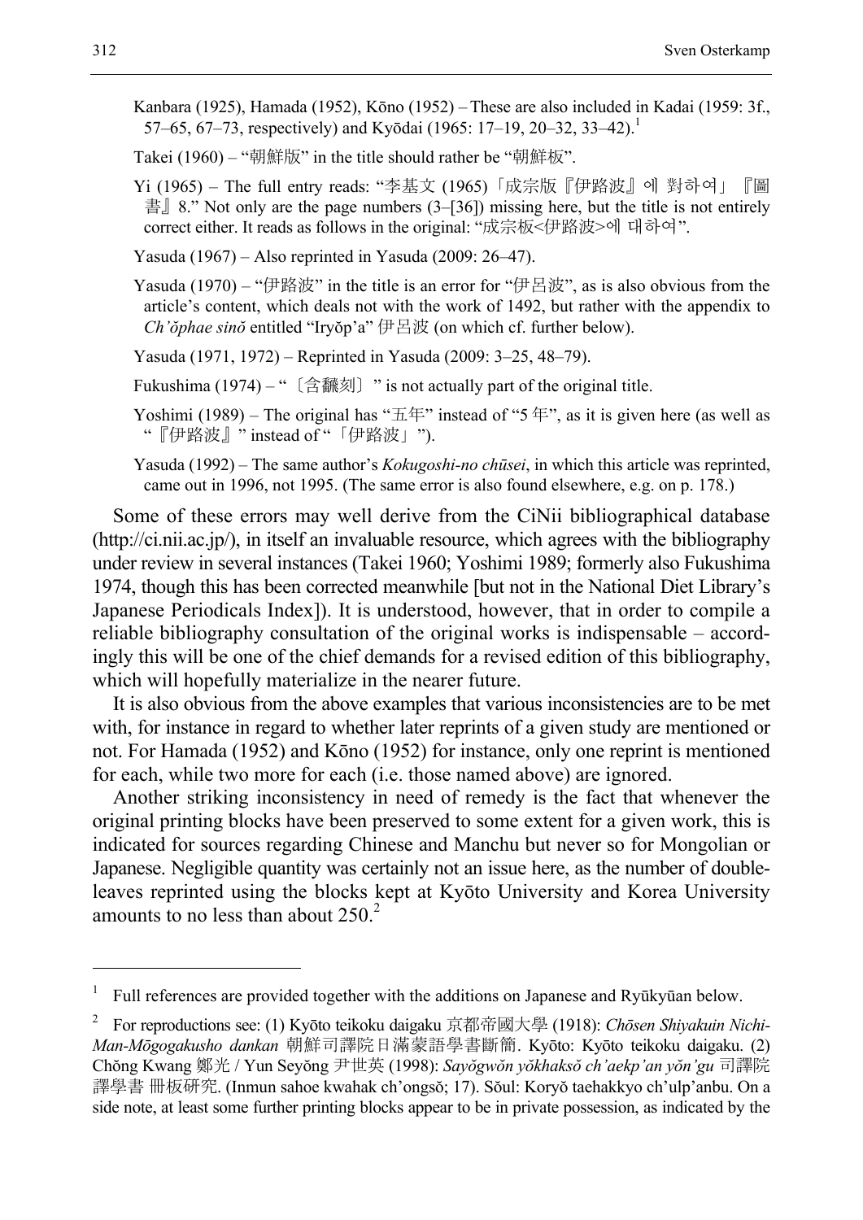Kanbara (1925), Hamada (1952), Kōno (1952) – These are also included in Kadai (1959: 3f., 57–65, 67–73, respectively) and Kyōdai (1965: 17–19, 20–32, 33–42).[1]

Takei (1960) – "朝鮮版" in the title should rather be "朝鮮板".

Yi (1965) – The full entry reads: "李基文 (1965)「成宗版『伊路波』에 對하여」『圖書』8." Not only are the page numbers (3–[36]) missing here, but the title is not entirely correct either. It reads as follows in the original: "成宗板<伊路波>에 대하여".

Yasuda (1967) – Also reprinted in Yasuda (2009: 26–47).

Yasuda (1970) – "伊路波" in the title is an error for "伊呂波", as is also obvious from the article's content, which deals not with the work of 1492, but rather with the appendix to *Ch'ŏphae sinŏ* entitled "Iryŏp'a" 伊呂波 (on which cf. further below).

Yasuda (1971, 1972) – Reprinted in Yasuda (2009: 3–25, 48–79).

Fukushima (1974) – "〔含飜刻〕" is not actually part of the original title.

Yoshimi (1989) – The original has "五年" instead of "5 年", as it is given here (as well as "『伊路波』" instead of "「伊路波」").

Yasuda (1992) – The same author's *Kokugoshi-no chūsei*, in which this article was reprinted, came out in 1996, not 1995. (The same error is also found elsewhere, e.g. on p. 178.)

Some of these errors may well derive from the CiNii bibliographical database (http://ci.nii.ac.jp/), in itself an invaluable resource, which agrees with the bibliography under review in several instances (Takei 1960; Yoshimi 1989; formerly also Fukushima 1974, though this has been corrected meanwhile [but not in the National Diet Library's Japanese Periodicals Index]). It is understood, however, that in order to compile a reliable bibliography consultation of the original works is indispensable – accordingly this will be one of the chief demands for a revised edition of this bibliography, which will hopefully materialize in the nearer future.

It is also obvious from the above examples that various inconsistencies are to be met with, for instance in regard to whether later reprints of a given study are mentioned or not. For Hamada (1952) and Kōno (1952) for instance, only one reprint is mentioned for each, while two more for each (i.e. those named above) are ignored.

Another striking inconsistency in need of remedy is the fact that whenever the original printing blocks have been preserved to some extent for a given work, this is indicated for sources regarding Chinese and Manchu but never so for Mongolian or Japanese. Negligible quantity was certainly not an issue here, as the number of double-leaves reprinted using the blocks kept at Kyōto University and Korea University amounts to no less than about 250.[2]

---

[1] Full references are provided together with the additions on Japanese and Ryūkyūan below.

[2] For reproductions see: (1) Kyōto teikoku daigaku 京都帝國大學 (1918): *Chōsen Shiyakuin Nichi-Man-Mōgogakusho dankan* 朝鮮司譯院日滿蒙語學書斷簡. Kyōto: Kyōto teikoku daigaku. (2) Chŏng Kwang 鄭光 / Yun Seyŏng 尹世英 (1998): *Sayŏgwŏn yŏkhaksŏ ch'aekp'an yŏn'gu* 司譯院譯學書 冊板研究. (Inmun sahoe kwahak ch'ongsŏ; 17). Sŏul: Koryŏ taehakkyo ch'ulp'anbu. On a side note, at least some further printing blocks appear to be in private possession, as indicated by the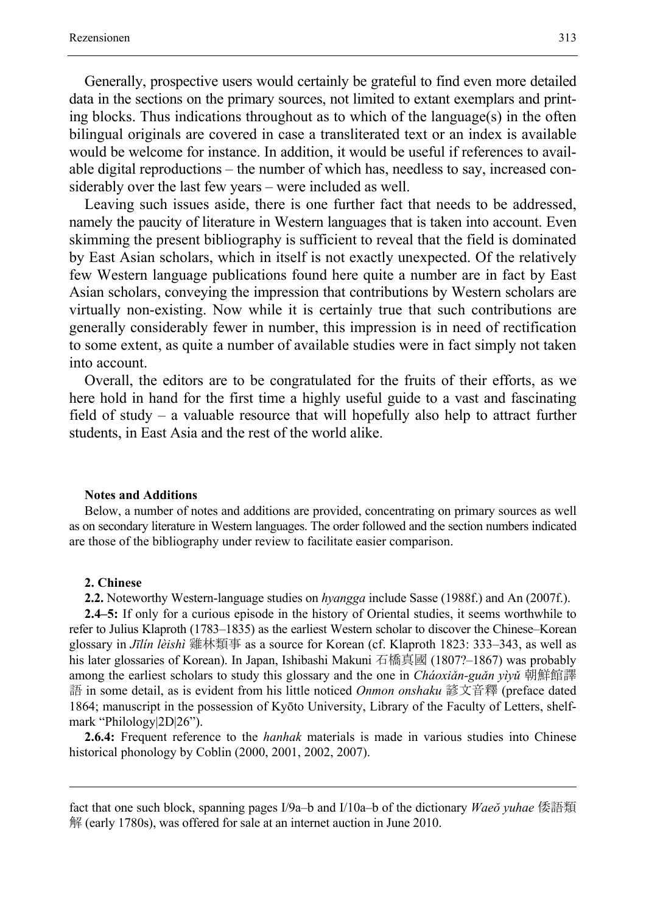Generally, prospective users would certainly be grateful to find even more detailed data in the sections on the primary sources, not limited to extant exemplars and printing blocks. Thus indications throughout as to which of the language(s) in the often bilingual originals are covered in case a transliterated text or an index is available would be welcome for instance. In addition, it would be useful if references to available digital reproductions – the number of which has, needless to say, increased considerably over the last few years – were included as well.

Leaving such issues aside, there is one further fact that needs to be addressed, namely the paucity of literature in Western languages that is taken into account. Even skimming the present bibliography is sufficient to reveal that the field is dominated by East Asian scholars, which in itself is not exactly unexpected. Of the relatively few Western language publications found here quite a number are in fact by East Asian scholars, conveying the impression that contributions by Western scholars are virtually non-existing. Now while it is certainly true that such contributions are generally considerably fewer in number, this impression is in need of rectification to some extent, as quite a number of available studies were in fact simply not taken into account.

Overall, the editors are to be congratulated for the fruits of their efforts, as we here hold in hand for the first time a highly useful guide to a vast and fascinating field of study – a valuable resource that will hopefully also help to attract further students, in East Asia and the rest of the world alike.

**Notes and Additions**

Below, a number of notes and additions are provided, concentrating on primary sources as well as on secondary literature in Western languages. The order followed and the section numbers indicated are those of the bibliography under review to facilitate easier comparison.

**2. Chinese**

**2.2.** Noteworthy Western-language studies on *hyangga* include Sasse (1988f.) and An (2007f.).

**2.4–5:** If only for a curious episode in the history of Oriental studies, it seems worthwhile to refer to Julius Klaproth (1783–1835) as the earliest Western scholar to discover the Chinese–Korean glossary in *Jīlín lèishì* 雞林類事 as a source for Korean (cf. Klaproth 1823: 333–343, as well as his later glossaries of Korean). In Japan, Ishibashi Makuni 石橋真國 (1807?–1867) was probably among the earliest scholars to study this glossary and the one in *Cháoxiǎn-guǎn yìyǔ* 朝鮮館譯語 in some detail, as is evident from his little noticed *Onmon onshaku* 諺文音釋 (preface dated 1864; manuscript in the possession of Kyōto University, Library of the Faculty of Letters, shelfmark "Philology|2D|26").

**2.6.4:** Frequent reference to the *hanhak* materials is made in various studies into Chinese historical phonology by Coblin (2000, 2001, 2002, 2007).

---

fact that one such block, spanning pages I/9a–b and I/10a–b of the dictionary *Waeŏ yuhae* 倭語類解 (early 1780s), was offered for sale at an internet auction in June 2010.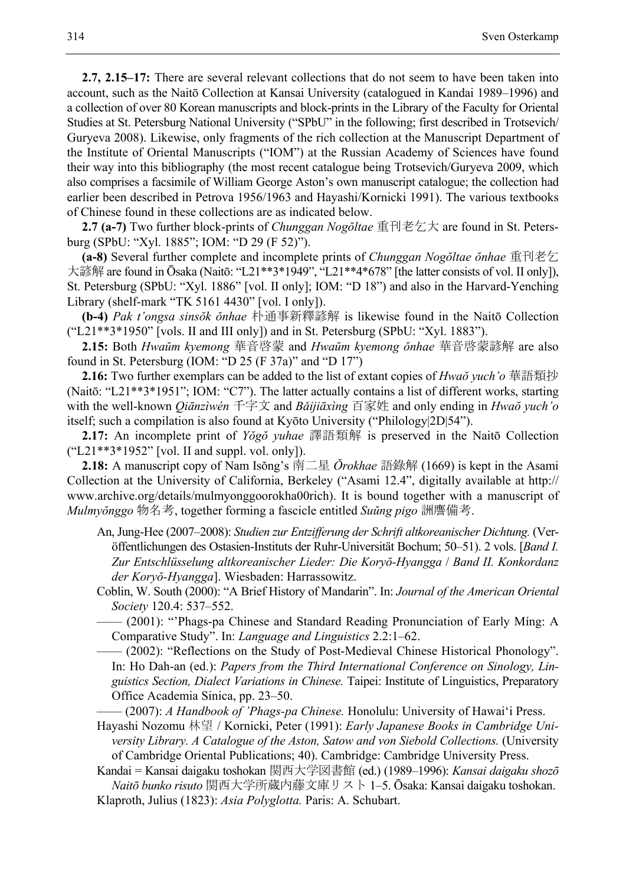**2.7, 2.15–17:** There are several relevant collections that do not seem to have been taken into account, such as the Naitō Collection at Kansai University (catalogued in Kandai 1989–1996) and a collection of over 80 Korean manuscripts and block-prints in the Library of the Faculty for Oriental Studies at St. Petersburg National University ("SPbU" in the following; first described in Trotsevich/Guryeva 2008). Likewise, only fragments of the rich collection at the Manuscript Department of the Institute of Oriental Manuscripts ("IOM") at the Russian Academy of Sciences have found their way into this bibliography (the most recent catalogue being Trotsevich/Guryeva 2009, which also comprises a facsimile of William George Aston's own manuscript catalogue; the collection had earlier been described in Petrova 1956/1963 and Hayashi/Kornicki 1991). The various textbooks of Chinese found in these collections are as indicated below.

**2.7 (a-7)** Two further block-prints of *Chunggan Nogŏltae* 重刊老乞大 are found in St. Petersburg (SPbU: "Xyl. 1885"; IOM: "D 29 (F 52)").

**(a-8)** Several further complete and incomplete prints of *Chunggan Nogŏltae ŏnhae* 重刊老乞大諺解 are found in Ōsaka (Naitō: "L21**3*1949", "L21**4*678" [the latter consists of vol. II only]), St. Petersburg (SPbU: "Xyl. 1886" [vol. II only]; IOM: "D 18") and also in the Harvard-Yenching Library (shelf-mark "TK 5161 4430" [vol. I only]).

**(b-4)** *Pak t'ongsa sinsŏk ŏnhae* 朴通事新釋諺解 is likewise found in the Naitō Collection ("L21**3*1950" [vols. II and III only]) and in St. Petersburg (SPbU: "Xyl. 1883").

**2.15:** Both *Hwaŭm kyemong* 華音啓蒙 and *Hwaŭm kyemong ŏnhae* 華音啓蒙諺解 are also found in St. Petersburg (IOM: "D 25 (F 37a)" and "D 17")

**2.16:** Two further exemplars can be added to the list of extant copies of *Hwaŏ yuch'o* 華語類抄 (Naitō: "L21**3*1951"; IOM: "C7"). The latter actually contains a list of different works, starting with the well-known *Qiānzìwén* 千字文 and *Bǎijiāxìng* 百家姓 and only ending in *Hwaŏ yuch'o* itself; such a compilation is also found at Kyōto University ("Philology|2D|54").

**2.17:** An incomplete print of *Yŏgŏ yuhae* 譯語類解 is preserved in the Naitō Collection ("L21**3*1952" [vol. II and suppl. vol. only]).

**2.18:** A manuscript copy of Nam Isŏng's 南二星 *Ŏrokhae* 語錄解 (1669) is kept in the Asami Collection at the University of California, Berkeley ("Asami 12.4", digitally available at http://www.archive.org/details/mulmyonggoorokha00rich). It is bound together with a manuscript of *Mulmyŏnggo* 物名考, together forming a fascicle entitled *Suŭng pigo* 詶膺備考.

An, Jung-Hee (2007–2008): *Studien zur Entzifferung der Schrift altkoreanischer Dichtung.* (Veröffentlichungen des Ostasien-Instituts der Ruhr-Universität Bochum; 50–51). 2 vols. [*Band I. Zur Entschlüsselung altkoreanischer Lieder: Die Koryŏ-Hyangga* / *Band II. Konkordanz der Koryŏ-Hyangga*]. Wiesbaden: Harrassowitz.

Coblin, W. South (2000): "A Brief History of Mandarin". In: *Journal of the American Oriental Society* 120.4: 537–552.

—— (2001): "'Phags-pa Chinese and Standard Reading Pronunciation of Early Míng: A Comparative Study". In: *Language and Linguistics* 2.2:1–62.

—— (2002): "Reflections on the Study of Post-Medieval Chinese Historical Phonology". In: Ho Dah-an (ed.): *Papers from the Third International Conference on Sinology, Linguistics Section, Dialect Variations in Chinese.* Taipei: Institute of Linguistics, Preparatory Office Academia Sinica, pp. 23–50.

—— (2007): *A Handbook of 'Phags-pa Chinese.* Honolulu: University of Hawai'i Press.

Hayashi Nozomu 林望 / Kornicki, Peter (1991): *Early Japanese Books in Cambridge University Library. A Catalogue of the Aston, Satow and von Siebold Collections.* (University of Cambridge Oriental Publications; 40). Cambridge: Cambridge University Press.

Kandai = Kansai daigaku toshokan 関西大学図書館 (ed.) (1989–1996): *Kansai daigaku shozō Naitō bunko risuto* 関西大学所蔵内藤文庫リスト 1–5. Ōsaka: Kansai daigaku toshokan.

Klaproth, Julius (1823): *Asia Polyglotta.* Paris: A. Schubart.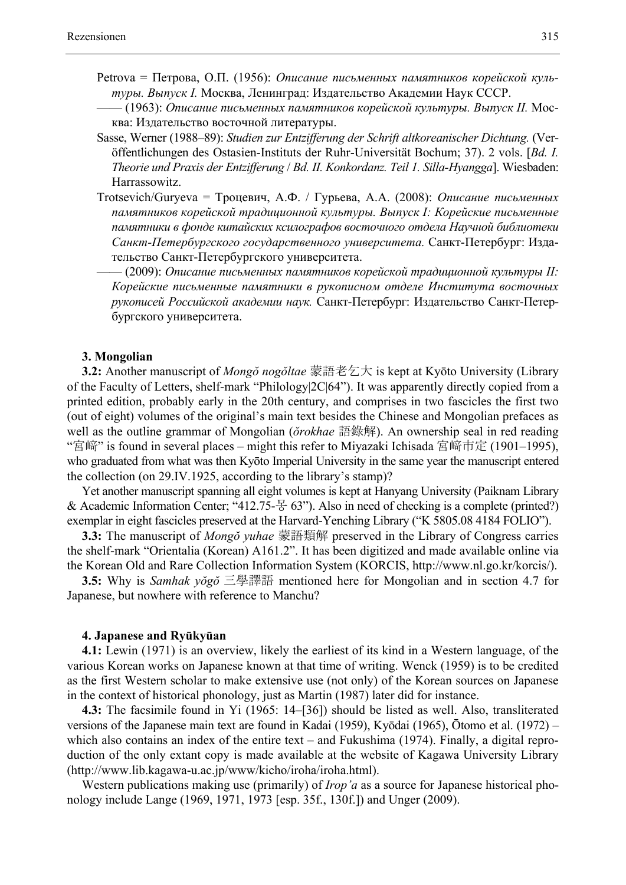Petrova = Петрова, О.П. (1956): *Описание письменных памятников корейской культуры. Выпуск I.* Москва, Ленинград: Издательство Академии Наук СССР.

—— (1963): *Описание письменных памятников корейской культуры. Выпуск II.* Москва: Издательство восточной литературы.

Sasse, Werner (1988–89): *Studien zur Entzifferung der Schrift altkoreanischer Dichtung.* (Veröffentlichungen des Ostasien-Instituts der Ruhr-Universität Bochum; 37). 2 vols. [*Bd. I. Theorie und Praxis der Entzifferung* / *Bd. II. Konkordanz. Teil 1. Silla-Hyangga*]. Wiesbaden: Harrassowitz.

Trotsevich/Guryeva = Троцевич, А.Ф. / Гурьева, А.А. (2008): *Описание письменных памятников корейской традиционной культуры. Выпуск I: Корейские письменные памятники в фонде китайских ксилографов восточного отдела Научной библиотеки Санкт-Петербургского государственного университета.* Санкт-Петербург: Издательство Санкт-Петербургского университета.

—— (2009): *Описание письменных памятников корейской традиционной культуры II: Корейские письменные памятники в рукописном отделе Института восточных рукописей Российской академии наук.* Санкт-Петербург: Издательство Санкт-Петербургского университета.

### 3. Mongolian

**3.2:** Another manuscript of *Mongŏ nogŏltae* 蒙語老乞大 is kept at Kyōto University (Library of the Faculty of Letters, shelf-mark "Philology|2C|64"). It was apparently directly copied from a printed edition, probably early in the 20th century, and comprises in two fascicles the first two (out of eight) volumes of the original's main text besides the Chinese and Mongolian prefaces as well as the outline grammar of Mongolian (*ŏrokhae* 語錄解). An ownership seal in red reading "宮﨑" is found in several places – might this refer to Miyazaki Ichisada 宮﨑市定 (1901–1995), who graduated from what was then Kyōto Imperial University in the same year the manuscript entered the collection (on 29.IV.1925, according to the library's stamp)?

Yet another manuscript spanning all eight volumes is kept at Hanyang University (Paiknam Library & Academic Information Center; "412.75-몽 63"). Also in need of checking is a complete (printed?) exemplar in eight fascicles preserved at the Harvard-Yenching Library ("K 5805.08 4184 FOLIO").

**3.3:** The manuscript of *Mongŏ yuhae* 蒙語類解 preserved in the Library of Congress carries the shelf-mark "Orientalia (Korean) A161.2". It has been digitized and made available online via the Korean Old and Rare Collection Information System (KORCIS, http://www.nl.go.kr/korcis/).

**3.5:** Why is *Samhak yŏgŏ* 三學譯語 mentioned here for Mongolian and in section 4.7 for Japanese, but nowhere with reference to Manchu?

### 4. Japanese and Ryūkyūan

**4.1:** Lewin (1971) is an overview, likely the earliest of its kind in a Western language, of the various Korean works on Japanese known at that time of writing. Wenck (1959) is to be credited as the first Western scholar to make extensive use (not only) of the Korean sources on Japanese in the context of historical phonology, just as Martin (1987) later did for instance.

**4.3:** The facsimile found in Yi (1965: 14–[36]) should be listed as well. Also, transliterated versions of the Japanese main text are found in Kadai (1959), Kyōdai (1965), Ōtomo et al. (1972) – which also contains an index of the entire text – and Fukushima (1974). Finally, a digital reproduction of the only extant copy is made available at the website of Kagawa University Library (http://www.lib.kagawa-u.ac.jp/www/kicho/iroha/iroha.html).

Western publications making use (primarily) of *Irop'a* as a source for Japanese historical phonology include Lange (1969, 1971, 1973 [esp. 35f., 130f.]) and Unger (2009).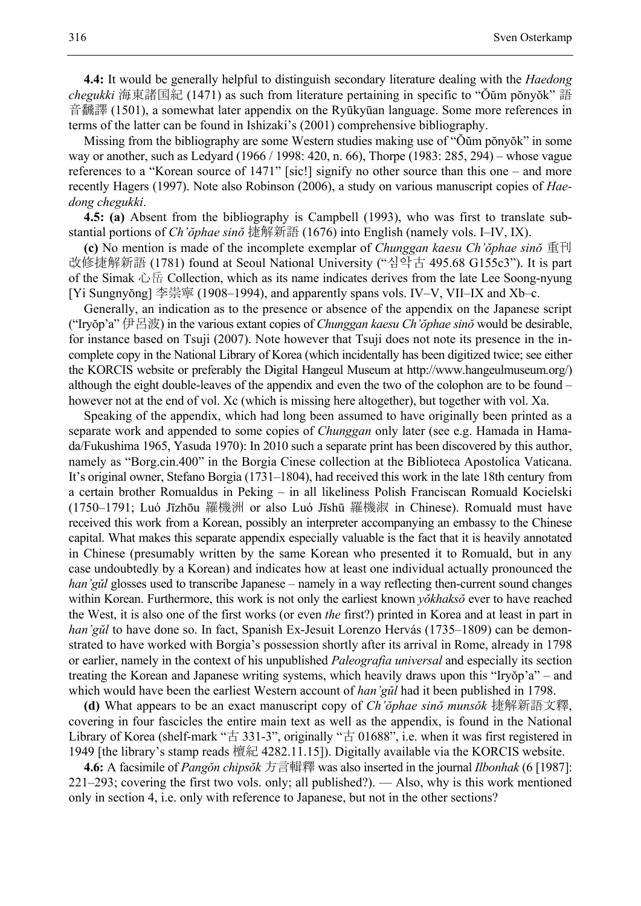**4.4:** It would be generally helpful to distinguish secondary literature dealing with the *Haedong chegukki* 海東諸国紀 (1471) as such from literature pertaining in specific to "Ŏŭm pŏnyŏk" 語音飜譯 (1501), a somewhat later appendix on the Ryūkyūan language. Some more references in terms of the latter can be found in Ishizaki's (2001) comprehensive bibliography.

Missing from the bibliography are some Western studies making use of "Ŏŭm pŏnyŏk" in some way or another, such as Ledyard (1966 / 1998: 420, n. 66), Thorpe (1983: 285, 294) – whose vague references to a "Korean source of 1471" [sic!] signify no other source than this one – and more recently Hagers (1997). Note also Robinson (2006), a study on various manuscript copies of *Haedong chegukki*.

**4.5: (a)** Absent from the bibliography is Campbell (1993), who was first to translate substantial portions of *Ch'ŏphae sinŏ* 捷解新語 (1676) into English (namely vols. I–IV, IX).

**(c)** No mention is made of the incomplete exemplar of *Chunggan kaesu Ch'ŏphae sinŏ* 重刊改修捷解新語 (1781) found at Seoul National University ("심악古 495.68 G155c3"). It is part of the Simak 心岳 Collection, which as its name indicates derives from the late Lee Soong-nyung [Yi Sungnyŏng] 李崇寧 (1908–1994), and apparently spans vols. IV–V, VII–IX and Xb–c.

Generally, an indication as to the presence or absence of the appendix on the Japanese script ("Iryŏp'a" 伊呂波) in the various extant copies of *Chunggan kaesu Ch'ŏphae sinŏ* would be desirable, for instance based on Tsuji (2007). Note however that Tsuji does not note its presence in the incomplete copy in the National Library of Korea (which incidentally has been digitized twice; see either the KORCIS website or preferably the Digital Hangeul Museum at http://www.hangeulmuseum.org/) although the eight double-leaves of the appendix and even the two of the colophon are to be found – however not at the end of vol. Xc (which is missing here altogether), but together with vol. Xa.

Speaking of the appendix, which had long been assumed to have originally been printed as a separate work and appended to some copies of *Chunggan* only later (see e.g. Hamada in Hamada/Fukushima 1965, Yasuda 1970): In 2010 such a separate print has been discovered by this author, namely as "Borg.cin.400" in the Borgia Cinese collection at the Biblioteca Apostolica Vaticana. It's original owner, Stefano Borgia (1731–1804), had received this work in the late 18th century from a certain brother Romualdus in Peking – in all likeliness Polish Franciscan Romuald Kocielski (1750–1791; Luó Jīzhōu 羅機洲 or also Luó Jīshū 羅機淑 in Chinese). Romuald must have received this work from a Korean, possibly an interpreter accompanying an embassy to the Chinese capital. What makes this separate appendix especially valuable is the fact that it is heavily annotated in Chinese (presumably written by the same Korean who presented it to Romuald, but in any case undoubtedly by a Korean) and indicates how at least one individual actually pronounced the *han'gŭl* glosses used to transcribe Japanese – namely in a way reflecting then-current sound changes within Korean. Furthermore, this work is not only the earliest known *yŏkhaksŏ* ever to have reached the West, it is also one of the first works (or even *the* first?) printed in Korea and at least in part in *han'gŭl* to have done so. In fact, Spanish Ex-Jesuit Lorenzo Hervás (1735–1809) can be demonstrated to have worked with Borgia's possession shortly after its arrival in Rome, already in 1798 or earlier, namely in the context of his unpublished *Paleografia universal* and especially its section treating the Korean and Japanese writing systems, which heavily draws upon this "Iryŏp'a" – and which would have been the earliest Western account of *han'gŭl* had it been published in 1798.

**(d)** What appears to be an exact manuscript copy of *Ch'ŏphae sinŏ munsŏk* 捷解新語文釋, covering in four fascicles the entire main text as well as the appendix, is found in the National Library of Korea (shelf-mark "古 331-3", originally "古 01688", i.e. when it was first registered in 1949 [the library's stamp reads 檀紀 4282.11.15]). Digitally available via the KORCIS website.

**4.6:** A facsimile of *Pangŏn chipsŏk* 方言輯釋 was also inserted in the journal *Ilbonhak* (6 [1987]: 221–293; covering the first two vols. only; all published?). — Also, why is this work mentioned only in section 4, i.e. only with reference to Japanese, but not in the other sections?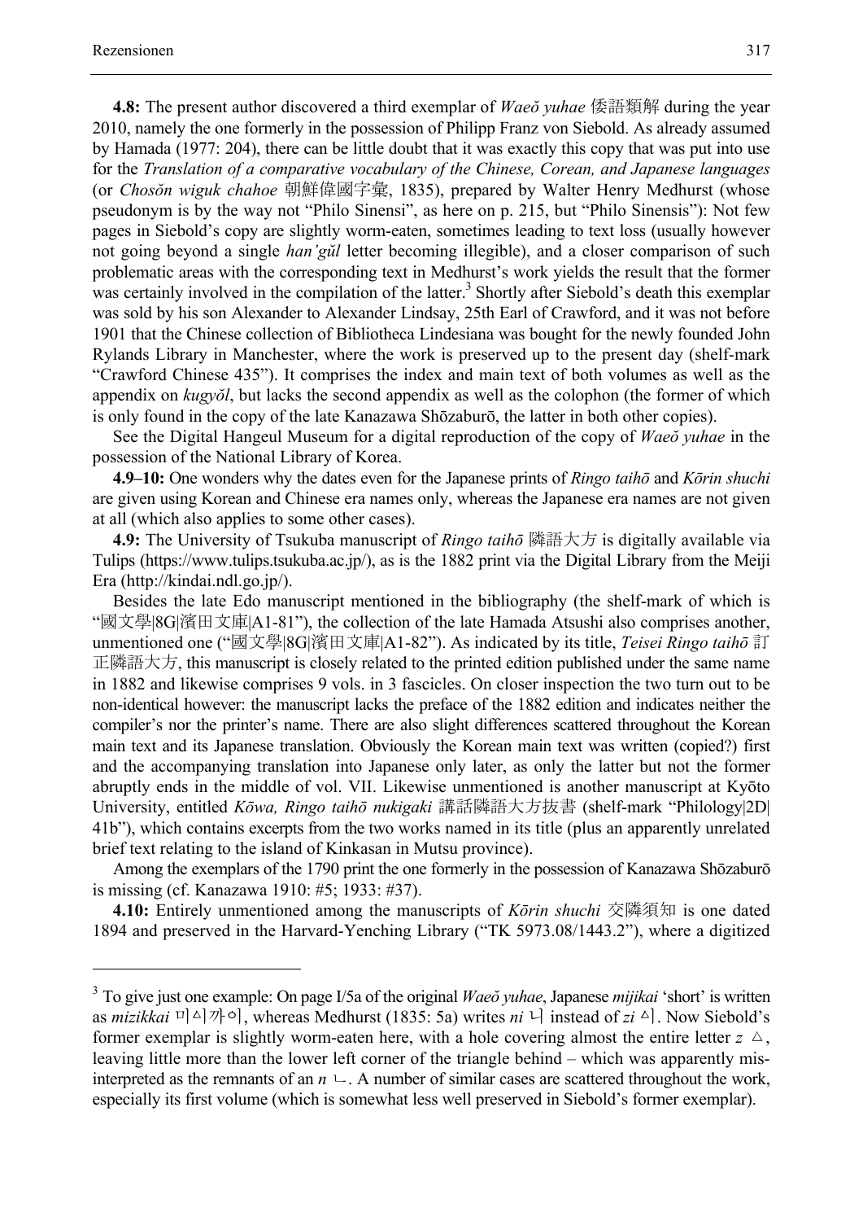**4.8:** The present author discovered a third exemplar of *Waeŏ yuhae* 倭語類解 during the year 2010, namely the one formerly in the possession of Philipp Franz von Siebold. As already assumed by Hamada (1977: 204), there can be little doubt that it was exactly this copy that was put into use for the *Translation of a comparative vocabulary of the Chinese, Corean, and Japanese languages* (or *Chosŏn wiguk chahoe* 朝鮮偉國字彙, 1835), prepared by Walter Henry Medhurst (whose pseudonym is by the way not "Philo Sinensi", as here on p. 215, but "Philo Sinensis"): Not few pages in Siebold's copy are slightly worm-eaten, sometimes leading to text loss (usually however not going beyond a single *han'gŭl* letter becoming illegible), and a closer comparison of such problematic areas with the corresponding text in Medhurst's work yields the result that the former was certainly involved in the compilation of the latter.[3] Shortly after Siebold's death this exemplar was sold by his son Alexander to Alexander Lindsay, 25th Earl of Crawford, and it was not before 1901 that the Chinese collection of Bibliotheca Lindesiana was bought for the newly founded John Rylands Library in Manchester, where the work is preserved up to the present day (shelf-mark "Crawford Chinese 435"). It comprises the index and main text of both volumes as well as the appendix on *kugyŏl*, but lacks the second appendix as well as the colophon (the former of which is only found in the copy of the late Kanazawa Shōzaburō, the latter in both other copies).

See the Digital Hangeul Museum for a digital reproduction of the copy of *Waeŏ yuhae* in the possession of the National Library of Korea.

**4.9–10:** One wonders why the dates even for the Japanese prints of *Ringo taihō* and *Kōrin shuchi* are given using Korean and Chinese era names only, whereas the Japanese era names are not given at all (which also applies to some other cases).

**4.9:** The University of Tsukuba manuscript of *Ringo taihō* 隣語大方 is digitally available via Tulips (https://www.tulips.tsukuba.ac.jp/), as is the 1882 print via the Digital Library from the Meiji Era (http://kindai.ndl.go.jp/).

Besides the late Edo manuscript mentioned in the bibliography (the shelf-mark of which is "國文學|8G|濱田文庫|A1-81"), the collection of the late Hamada Atsushi also comprises another, unmentioned one ("國文學|8G|濱田文庫|A1-82"). As indicated by its title, *Teisei Ringo taihō* 訂正隣語大方, this manuscript is closely related to the printed edition published under the same name in 1882 and likewise comprises 9 vols. in 3 fascicles. On closer inspection the two turn out to be non-identical however: the manuscript lacks the preface of the 1882 edition and indicates neither the compiler's nor the printer's name. There are also slight differences scattered throughout the Korean main text and its Japanese translation. Obviously the Korean main text was written (copied?) first and the accompanying translation into Japanese only later, as only the latter but not the former abruptly ends in the middle of vol. VII. Likewise unmentioned is another manuscript at Kyōto University, entitled *Kōwa, Ringo taihō nukigaki* 講話隣語大方抜書 (shelf-mark "Philology|2D|41b"), which contains excerpts from the two works named in its title (plus an apparently unrelated brief text relating to the island of Kinkasan in Mutsu province).

Among the exemplars of the 1790 print the one formerly in the possession of Kanazawa Shōzaburō is missing (cf. Kanazawa 1910: #5; 1933: #37).

**4.10:** Entirely unmentioned among the manuscripts of *Kōrin shuchi* 交隣須知 is one dated 1894 and preserved in the Harvard-Yenching Library ("TK 5973.08/1443.2"), where a digitized

---

[3] To give just one example: On page I/5a of the original *Waeŏ yuhae*, Japanese *mijikai* 'short' is written as *mizikkai* 미ᄉᆡ까이, whereas Medhurst (1835: 5a) writes *ni* 니 instead of *zi* ᅀᅵ. Now Siebold's former exemplar is slightly worm-eaten here, with a hole covering almost the entire letter *z* ᅀ, leaving little more than the lower left corner of the triangle behind – which was apparently misinterpreted as the remnants of an *n* ㄴ. A number of similar cases are scattered throughout the work, especially its first volume (which is somewhat less well preserved in Siebold's former exemplar).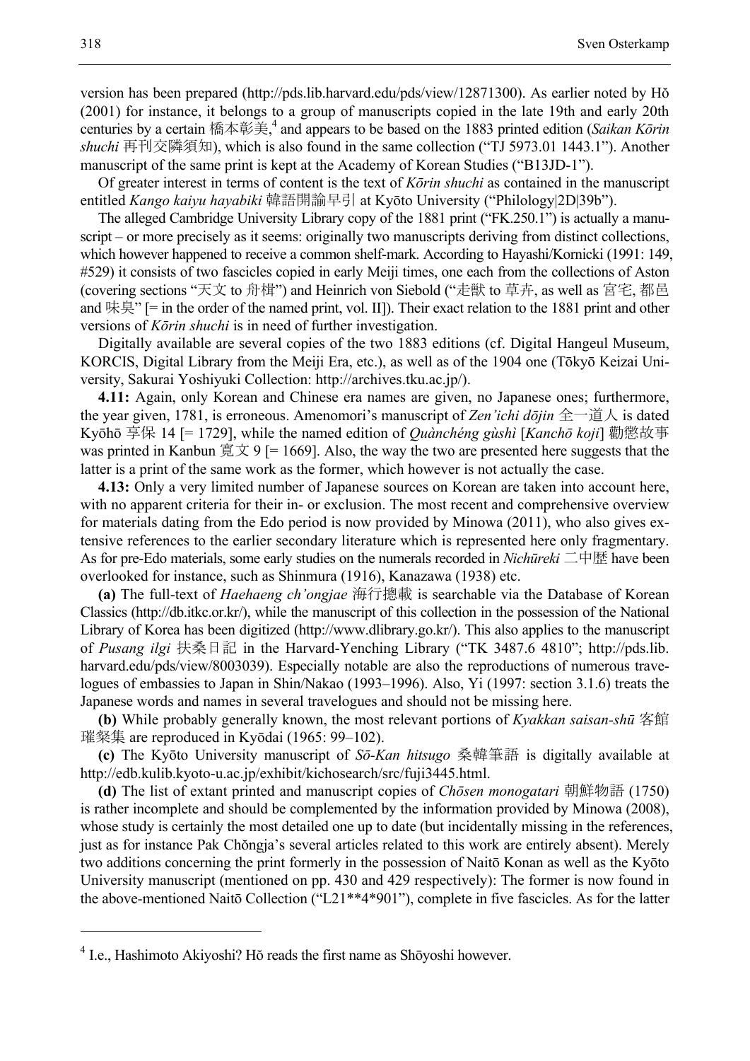version has been prepared (http://pds.lib.harvard.edu/pds/view/12871300). As earlier noted by Hŏ (2001) for instance, it belongs to a group of manuscripts copied in the late 19th and early 20th centuries by a certain 橋本彰美,[4] and appears to be based on the 1883 printed edition (*Saikan Kōrin shuchi* 再刊交隣須知), which is also found in the same collection ("TJ 5973.01 1443.1"). Another manuscript of the same print is kept at the Academy of Korean Studies ("B13JD-1").

Of greater interest in terms of content is the text of *Kōrin shuchi* as contained in the manuscript entitled *Kango kaiyu hayabiki* 韓語開論早引 at Kyōto University ("Philology|2D|39b").

The alleged Cambridge University Library copy of the 1881 print ("FK.250.1") is actually a manuscript – or more precisely as it seems: originally two manuscripts deriving from distinct collections, which however happened to receive a common shelf-mark. According to Hayashi/Kornicki (1991: 149, #529) it consists of two fascicles copied in early Meiji times, one each from the collections of Aston (covering sections "天文 to 舟楫") and Heinrich von Siebold ("走獣 to 草卉, as well as 宮宅, 都邑 and 味臭" [= in the order of the named print, vol. II]). Their exact relation to the 1881 print and other versions of *Kōrin shuchi* is in need of further investigation.

Digitally available are several copies of the two 1883 editions (cf. Digital Hangeul Museum, KORCIS, Digital Library from the Meiji Era, etc.), as well as of the 1904 one (Tōkyō Keizai University, Sakurai Yoshiyuki Collection: http://archives.tku.ac.jp/).

**4.11:** Again, only Korean and Chinese era names are given, no Japanese ones; furthermore, the year given, 1781, is erroneous. Amenomori's manuscript of *Zen'ichi dōjin* 全一道人 is dated Kyōhō 享保 14 [= 1729], while the named edition of *Quànchéng gùshì* [*Kanchō koji*] 勸懲故事 was printed in Kanbun 寛文 9 [= 1669]. Also, the way the two are presented here suggests that the latter is a print of the same work as the former, which however is not actually the case.

**4.13:** Only a very limited number of Japanese sources on Korean are taken into account here, with no apparent criteria for their in- or exclusion. The most recent and comprehensive overview for materials dating from the Edo period is now provided by Minowa (2011), who also gives extensive references to the earlier secondary literature which is represented here only fragmentary. As for pre-Edo materials, some early studies on the numerals recorded in *Nichūreki* 二中歷 have been overlooked for instance, such as Shinmura (1916), Kanazawa (1938) etc.

**(a)** The full-text of *Haehaeng ch'ongjae* 海行摠載 is searchable via the Database of Korean Classics (http://db.itkc.or.kr/), while the manuscript of this collection in the possession of the National Library of Korea has been digitized (http://www.dlibrary.go.kr/). This also applies to the manuscript of *Pusang ilgi* 扶桑日記 in the Harvard-Yenching Library ("TK 3487.6 4810"; http://pds.lib.harvard.edu/pds/view/8003039). Especially notable are also the reproductions of numerous travelogues of embassies to Japan in Shin/Nakao (1993–1996). Also, Yi (1997: section 3.1.6) treats the Japanese words and names in several travelogues and should not be missing here.

**(b)** While probably generally known, the most relevant portions of *Kyakkan saisan-shū* 客館璀粲集 are reproduced in Kyōdai (1965: 99–102).

**(c)** The Kyōto University manuscript of *Sō-Kan hitsugo* 桑韓筆語 is digitally available at http://edb.kulib.kyoto-u.ac.jp/exhibit/kichosearch/src/fuji3445.html.

**(d)** The list of extant printed and manuscript copies of *Chōsen monogatari* 朝鮮物語 (1750) is rather incomplete and should be complemented by the information provided by Minowa (2008), whose study is certainly the most detailed one up to date (but incidentally missing in the references, just as for instance Pak Chŏngja's several articles related to this work are entirely absent). Merely two additions concerning the print formerly in the possession of Naitō Konan as well as the Kyōto University manuscript (mentioned on pp. 430 and 429 respectively): The former is now found in the above-mentioned Naitō Collection ("L21**4*901"), complete in five fascicles. As for the latter

---

[4] I.e., Hashimoto Akiyoshi? Hŏ reads the first name as Shōyoshi however.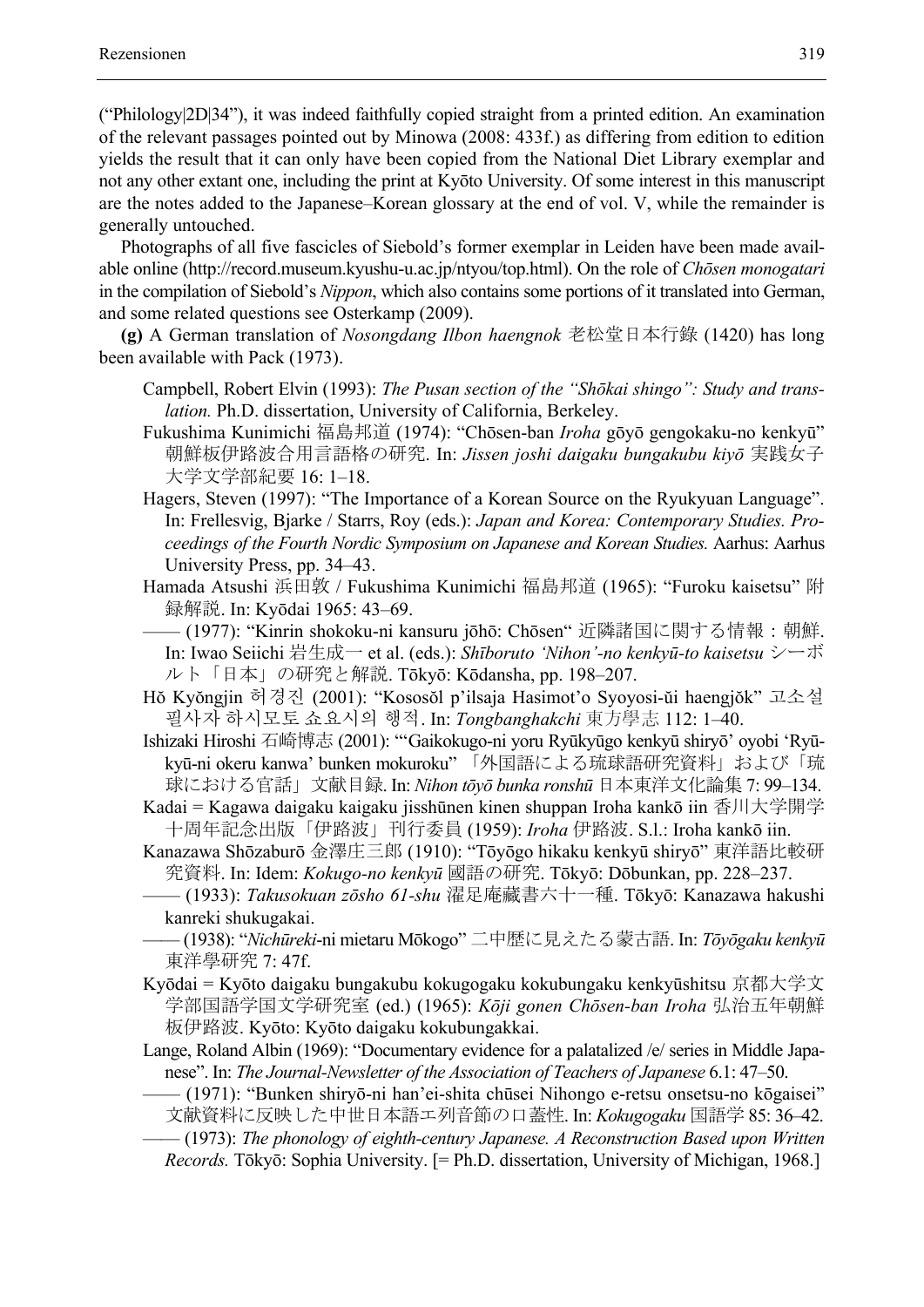("Philology|2D|34"), it was indeed faithfully copied straight from a printed edition. An examination of the relevant passages pointed out by Minowa (2008: 433f.) as differing from edition to edition yields the result that it can only have been copied from the National Diet Library exemplar and not any other extant one, including the print at Kyōto University. Of some interest in this manuscript are the notes added to the Japanese–Korean glossary at the end of vol. V, while the remainder is generally untouched.

Photographs of all five fascicles of Siebold's former exemplar in Leiden have been made available online (http://record.museum.kyushu-u.ac.jp/ntyou/top.html). On the role of *Chōsen monogatari* in the compilation of Siebold's *Nippon*, which also contains some portions of it translated into German, and some related questions see Osterkamp (2009).

**(g)** A German translation of *Nosongdang Ilbon haengnok* 老松堂日本行錄 (1420) has long been available with Pack (1973).

Campbell, Robert Elvin (1993): *The Pusan section of the "Shōkai shingo": Study and translation.* Ph.D. dissertation, University of California, Berkeley.

Fukushima Kunimichi 福島邦道 (1974): "Chōsen-ban *Iroha* gōyō gengokaku-no kenkyū" 朝鮮板伊路波合用言語格の研究. In: *Jissen joshi daigaku bungakubu kiyō* 実践女子大学文学部紀要 16: 1–18.

Hagers, Steven (1997): "The Importance of a Korean Source on the Ryukyuan Language". In: Frellesvig, Bjarke / Starrs, Roy (eds.): *Japan and Korea: Contemporary Studies. Proceedings of the Fourth Nordic Symposium on Japanese and Korean Studies.* Aarhus: Aarhus University Press, pp. 34–43.

Hamada Atsushi 浜田敦 / Fukushima Kunimichi 福島邦道 (1965): "Furoku kaisetsu" 附録解說. In: Kyōdai 1965: 43–69.

—— (1977): "Kinrin shokoku-ni kansuru jōhō: Chōsen" 近隣諸国に関する情報：朝鮮. In: Iwao Seiichi 岩生成一 et al. (eds.): *Shīboruto 'Nihon'-no kenkyū-to kaisetsu* シーボルト「日本」の研究と解說. Tōkyō: Kōdansha, pp. 198–207.

Hŏ Kyŏngjin 허경진 (2001): "Kososŏl p'ilsaja Hasimot'o Syoyosi-ŭi haengjŏk" 고소설 필사자 하시모토 쇼요시의 행적. In: *Tongbanghakchi* 東方學志 112: 1–40.

Ishizaki Hiroshi 石崎博志 (2001): "'Gaikokugo-ni yoru Ryūkyūgo kenkyū shiryō' oyobi 'Ryūkyū-ni okeru kanwa' bunken mokuroku" 「外国語による琉球語研究資料」および「琉球における官話」文献目録. In: *Nihon tōyō bunka ronshū* 日本東洋文化論集 7: 99–134.

Kadai = Kagawa daigaku kaigaku jisshūnen kinen shuppan Iroha kankō iin 香川大学開学十周年記念出版「伊路波」刊行委員 (1959): *Iroha* 伊路波. S.l.: Iroha kankō iin.

Kanazawa Shōzaburō 金澤庄三郎 (1910): "Tōyōgo hikaku kenkyū shiryō" 東洋語比較研究資料. In: Idem: *Kokugo-no kenkyū* 國語の研究. Tōkyō: Dōbunkan, pp. 228–237.

—— (1933): *Takusokuan zōsho 61-shu* 濯足庵藏書六十一種. Tōkyō: Kanazawa hakushi kanreki shukugakai.

—— (1938): "*Nichūreki*-ni mietaru Mōkogo" 二中歷に見えたる蒙古語. In: *Tōyōgaku kenkyū* 東洋學研究 7: 47f.

Kyōdai = Kyōto daigaku bungakubu kokugogaku kokubungaku kenkyūshitsu 京都大学文学部国語学国文学研究室 (ed.) (1965): *Kōji gonen Chōsen-ban Iroha* 弘治五年朝鮮板伊路波. Kyōto: Kyōto daigaku kokubungakkai.

Lange, Roland Albin (1969): "Documentary evidence for a palatalized /e/ series in Middle Japanese". In: *The Journal-Newsletter of the Association of Teachers of Japanese* 6.1: 47–50.

—— (1971): "Bunken shiryō-ni han'ei-shita chūsei Nihongo e-retsu onsetsu-no kōgaisei" 文献資料に反映した中世日本語エ列音節の口蓋性. In: *Kokugogaku* 国語学 85: 36–42.

—— (1973): *The phonology of eighth-century Japanese. A Reconstruction Based upon Written Records.* Tōkyō: Sophia University. [= Ph.D. dissertation, University of Michigan, 1968.]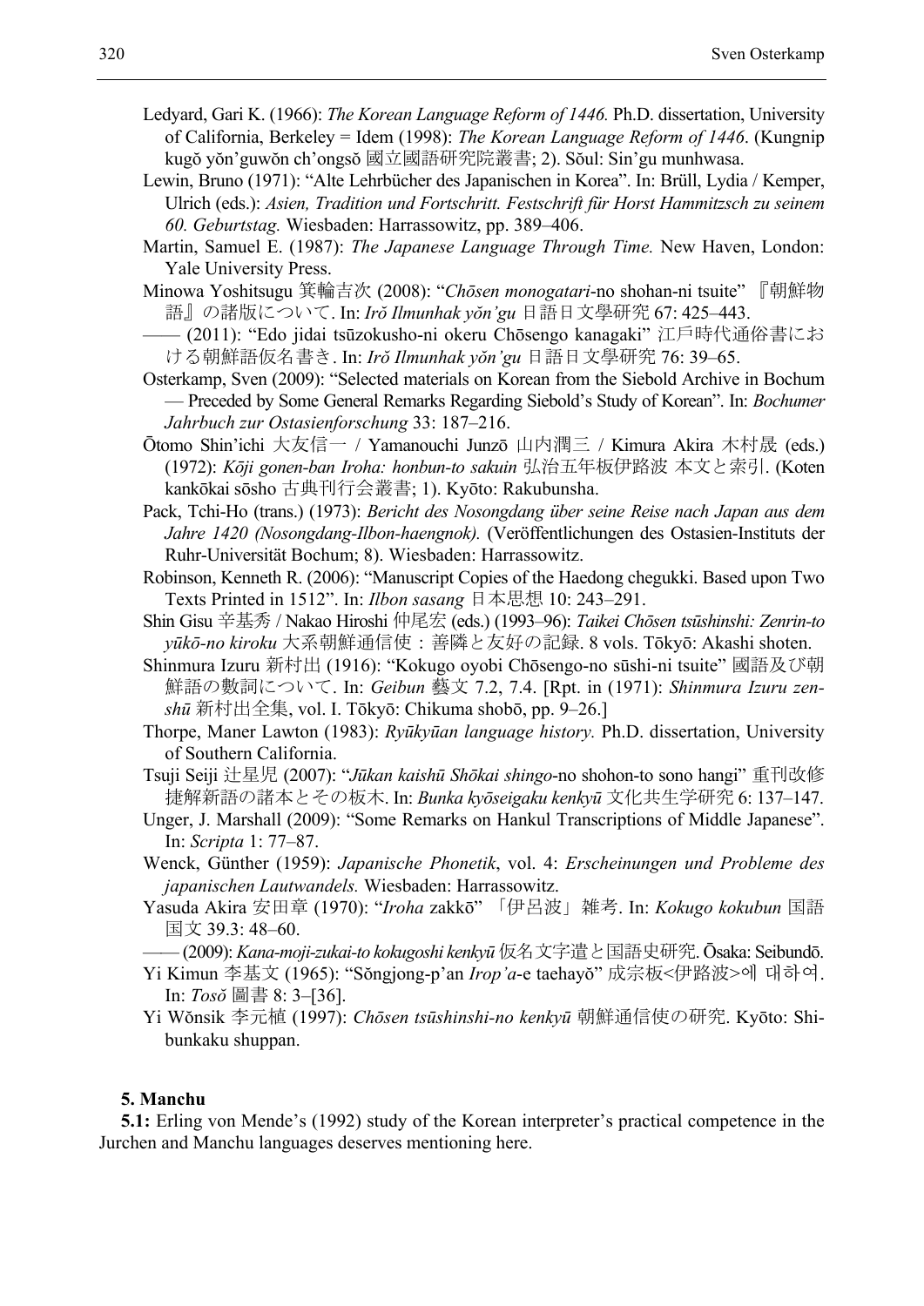Ledyard, Gari K. (1966): *The Korean Language Reform of 1446.* Ph.D. dissertation, University of California, Berkeley = Idem (1998): *The Korean Language Reform of 1446*. (Kungnip kugŏ yŏn'guwŏn ch'ongsŏ 國立國語研究院叢書; 2). Sŏul: Sin'gu munhwasa.

Lewin, Bruno (1971): "Alte Lehrbücher des Japanischen in Korea". In: Brüll, Lydia / Kemper, Ulrich (eds.): *Asien, Tradition und Fortschritt. Festschrift für Horst Hammitzsch zu seinem 60. Geburtstag.* Wiesbaden: Harrassowitz, pp. 389–406.

Martin, Samuel E. (1987): *The Japanese Language Through Time.* New Haven, London: Yale University Press.

Minowa Yoshitsugu 箕輪吉次 (2008): "*Chōsen monogatari*-no shohan-ni tsuite" 『朝鮮物語』の諸版について. In: *Irŏ Ilmunhak yŏn'gu* 日語日文學研究 67: 425–443.

—— (2011): "Edo jidai tsūzokusho-ni okeru Chōsengo kanagaki" 江戸時代通俗書における朝鮮語仮名書き. In: *Irŏ Ilmunhak yŏn'gu* 日語日文學研究 76: 39–65.

Osterkamp, Sven (2009): "Selected materials on Korean from the Siebold Archive in Bochum — Preceded by Some General Remarks Regarding Siebold's Study of Korean". In: *Bochumer Jahrbuch zur Ostasienforschung* 33: 187–216.

Ōtomo Shin'ichi 大友信一 / Yamanouchi Junzō 山内潤三 / Kimura Akira 木村晟 (eds.) (1972): *Kōji gonen-ban Iroha: honbun-to sakuin* 弘治五年板伊路波 本文と索引. (Koten kankōkai sōsho 古典刊行会叢書; 1). Kyōto: Rakubunsha.

Pack, Tchi-Ho (trans.) (1973): *Bericht des Nosongdang über seine Reise nach Japan aus dem Jahre 1420 (Nosongdang-Ilbon-haengnok).* (Veröffentlichungen des Ostasien-Instituts der Ruhr-Universität Bochum; 8). Wiesbaden: Harrassowitz.

Robinson, Kenneth R. (2006): "Manuscript Copies of the Haedong chegukki. Based upon Two Texts Printed in 1512". In: *Ilbon sasang* 日本思想 10: 243–291.

Shin Gisu 辛基秀 / Nakao Hiroshi 仲尾宏 (eds.) (1993–96): *Taikei Chōsen tsūshinshi: Zenrin-to yūkō-no kiroku* 大系朝鮮通信使：善隣と友好の記録. 8 vols. Tōkyō: Akashi shoten.

Shinmura Izuru 新村出 (1916): "Kokugo oyobi Chōsengo-no sūshi-ni tsuite" 國語及び朝鮮語の數詞について. In: *Geibun* 藝文 7.2, 7.4. [Rpt. in (1971): *Shinmura Izuru zenshū* 新村出全集, vol. I. Tōkyō: Chikuma shobō, pp. 9–26.]

Thorpe, Maner Lawton (1983): *Ryūkyūan language history.* Ph.D. dissertation, University of Southern California.

Tsuji Seiji 辻星児 (2007): "*Jūkan kaishū Shōkai shingo*-no shohon-to sono hangi" 重刊改修捷解新語の諸本とその板木. In: *Bunka kyōseigaku kenkyū* 文化共生学研究 6: 137–147.

Unger, J. Marshall (2009): "Some Remarks on Hankul Transcriptions of Middle Japanese". In: *Scripta* 1: 77–87.

Wenck, Günther (1959): *Japanische Phonetik*, vol. 4: *Erscheinungen und Probleme des japanischen Lautwandels.* Wiesbaden: Harrassowitz.

Yasuda Akira 安田章 (1970): "*Iroha* zakkō" 「伊呂波」雑考. In: *Kokugo kokubun* 国語国文 39.3: 48–60.

—— (2009): *Kana-moji-zukai-to kokugoshi kenkyū* 仮名文字遣と国語史研究. Ōsaka: Seibundō.

Yi Kimun 李基文 (1965): "Sŏngjong-p'an *Irop'a*-e taehayŏ" 成宗板<伊路波>에 대하여. In: *Tosŏ* 圖書 8: 3–[36].

Yi Wŏnsik 李元植 (1997): *Chōsen tsūshinshi-no kenkyū* 朝鮮通信使の研究. Kyōto: Shibunkaku shuppan.

## 5. Manchu

**5.1:** Erling von Mende's (1992) study of the Korean interpreter's practical competence in the Jurchen and Manchu languages deserves mentioning here.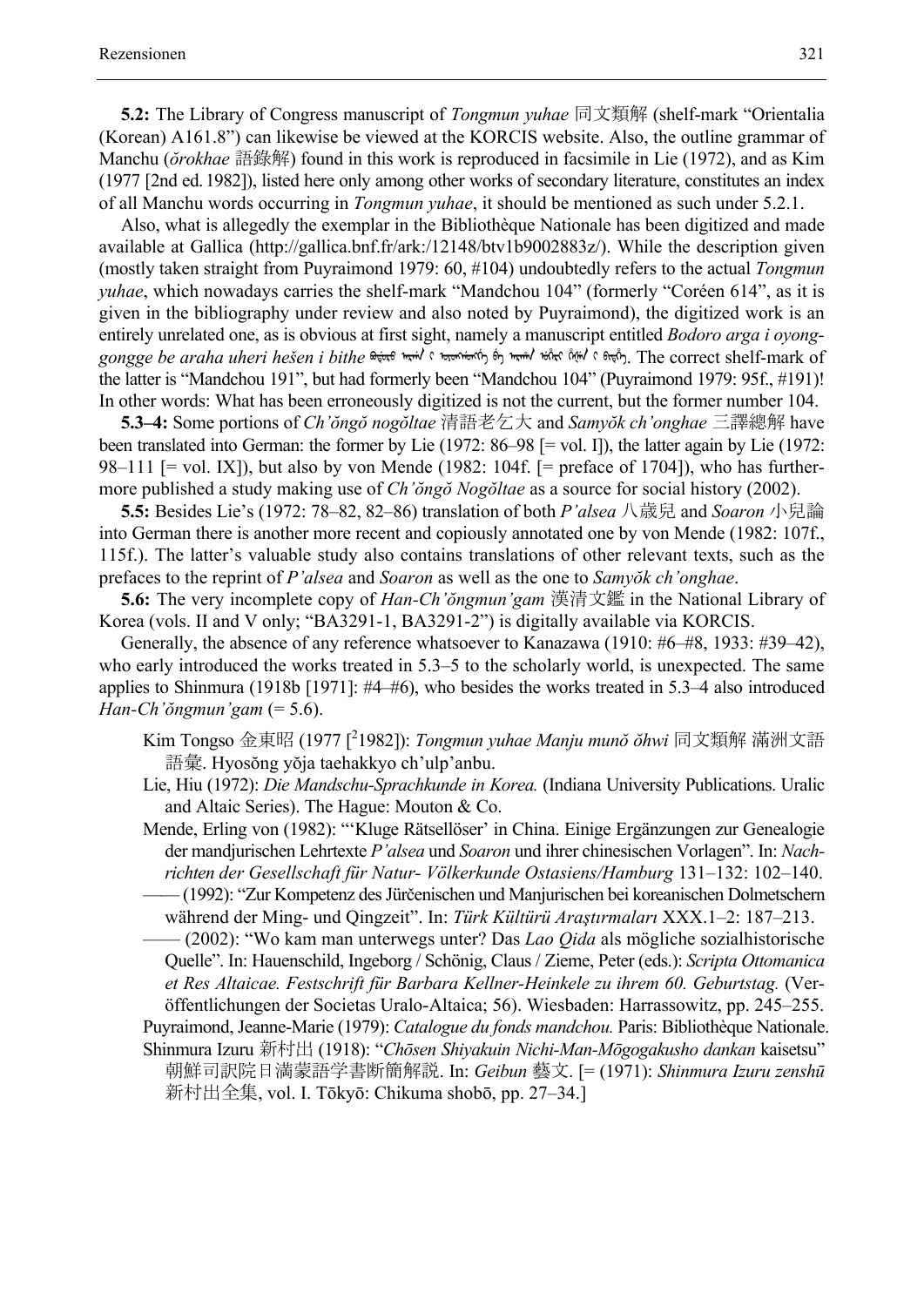**5.2:** The Library of Congress manuscript of *Tongmun yuhae* 同文類解 (shelf-mark "Orientalia (Korean) A161.8") can likewise be viewed at the KORCIS website. Also, the outline grammar of Manchu (*ŏrokhae* 語錄解) found in this work is reproduced in facsimile in Lie (1972), and as Kim (1977 [2nd ed. 1982]), listed here only among other works of secondary literature, constitutes an index of all Manchu words occurring in *Tongmun yuhae*, it should be mentioned as such under 5.2.1.

Also, what is allegedly the exemplar in the Bibliothèque Nationale has been digitized and made available at Gallica (http://gallica.bnf.fr/ark:/12148/btv1b9002883z/). While the description given (mostly taken straight from Puyraimond 1979: 60, #104) undoubtedly refers to the actual *Tongmun yuhae*, which nowadays carries the shelf-mark "Mandchou 104" (formerly "Coréen 614", as it is given in the bibliography under review and also noted by Puyraimond), the digitized work is an entirely unrelated one, as is obvious at first sight, namely a manuscript entitled *Bodoro arga i oyonggongge be araha uheri hešen i bithe* ᠪᠣᡩᠣᡵᠣ ᠠᡵᡤᠠ ᡳ ᠣᠶᠣᠩᡤᠣᠩᡤᡝ ᠪᡝ ᠠᡵᠠᡥᠠ ᡠᡥᡝᡵᡳ ᡥᡝᡧᡝᠨ ᡳ ᠪᡳᡨᡥᡝ. The correct shelf-mark of the latter is "Mandchou 191", but had formerly been "Mandchou 104" (Puyraimond 1979: 95f., #191)! In other words: What has been erroneously digitized is not the current, but the former number 104.

**5.3–4:** Some portions of *Ch'ŏngŏ nogŏltae* 清語老乞大 and *Samyŏk ch'onghae* 三譯總解 have been translated into German: the former by Lie (1972: 86–98 [= vol. I]), the latter again by Lie (1972: 98–111 [= vol. IX]), but also by von Mende (1982: 104f. [= preface of 1704]), who has furthermore published a study making use of *Ch'ŏngŏ Nogŏltae* as a source for social history (2002).

**5.5:** Besides Lie's (1972: 78–82, 82–86) translation of both *P'alsea* 八歲兒 and *Soaron* 小兒論 into German there is another more recent and copiously annotated one by von Mende (1982: 107f., 115f.). The latter's valuable study also contains translations of other relevant texts, such as the prefaces to the reprint of *P'alsea* and *Soaron* as well as the one to *Samyŏk ch'onghae*.

**5.6:** The very incomplete copy of *Han-Ch'ŏngmun'gam* 漢清文鑑 in the National Library of Korea (vols. II and V only; "BA3291-1, BA3291-2") is digitally available via KORCIS.

Generally, the absence of any reference whatsoever to Kanazawa (1910: #6–#8, 1933: #39–42), who early introduced the works treated in 5.3–5 to the scholarly world, is unexpected. The same applies to Shinmura (1918b [1971]: #4–#6), who besides the works treated in 5.3–4 also introduced *Han-Ch'ŏngmun'gam* (= 5.6).

Kim Tongso 金東昭 (1977 [[2]1982]): *Tongmun yuhae Manju munŏ ŏhwi* 同文類解 滿洲文語語彙. Hyosŏng yŏja taehakkyo ch'ulp'anbu.

Lie, Hiu (1972): *Die Mandschu-Sprachkunde in Korea.* (Indiana University Publications. Uralic and Altaic Series). The Hague: Mouton & Co.

Mende, Erling von (1982): "'Kluge Rätsellöser' in China. Einige Ergänzungen zur Genealogie der mandjurischen Lehrtexte *P'alsea* und *Soaron* und ihrer chinesischen Vorlagen". In: *Nachrichten der Gesellschaft für Natur- Völkerkunde Ostasiens/Hamburg* 131–132: 102–140.

—— (1992): "Zur Kompetenz des Jürčenischen und Manjurischen bei koreanischen Dolmetschern während der Ming- und Qingzeit". In: *Türk Kültürü Araştırmaları* XXX.1–2: 187–213.

—— (2002): "Wo kam man unterwegs unter? Das *Lao Qida* als mögliche sozialhistorische Quelle". In: Hauenschild, Ingeborg / Schönig, Claus / Zieme, Peter (eds.): *Scripta Ottomanica et Res Altaicae. Festschrift für Barbara Kellner-Heinkele zu ihrem 60. Geburtstag.* (Veröffentlichungen der Societas Uralo-Altaica; 56). Wiesbaden: Harrassowitz, pp. 245–255.

Puyraimond, Jeanne-Marie (1979): *Catalogue du fonds mandchou.* Paris: Bibliothèque Nationale.

Shinmura Izuru 新村出 (1918): "*Chōsen Shiyakuin Nichi-Man-Mōgogakusho dankan* kaisetsu" 朝鮮司訳院日満蒙語学書断簡解説. In: *Geibun* 藝文. [= (1971): *Shinmura Izuru zenshū* 新村出全集, vol. I. Tōkyō: Chikuma shobō, pp. 27–34.]